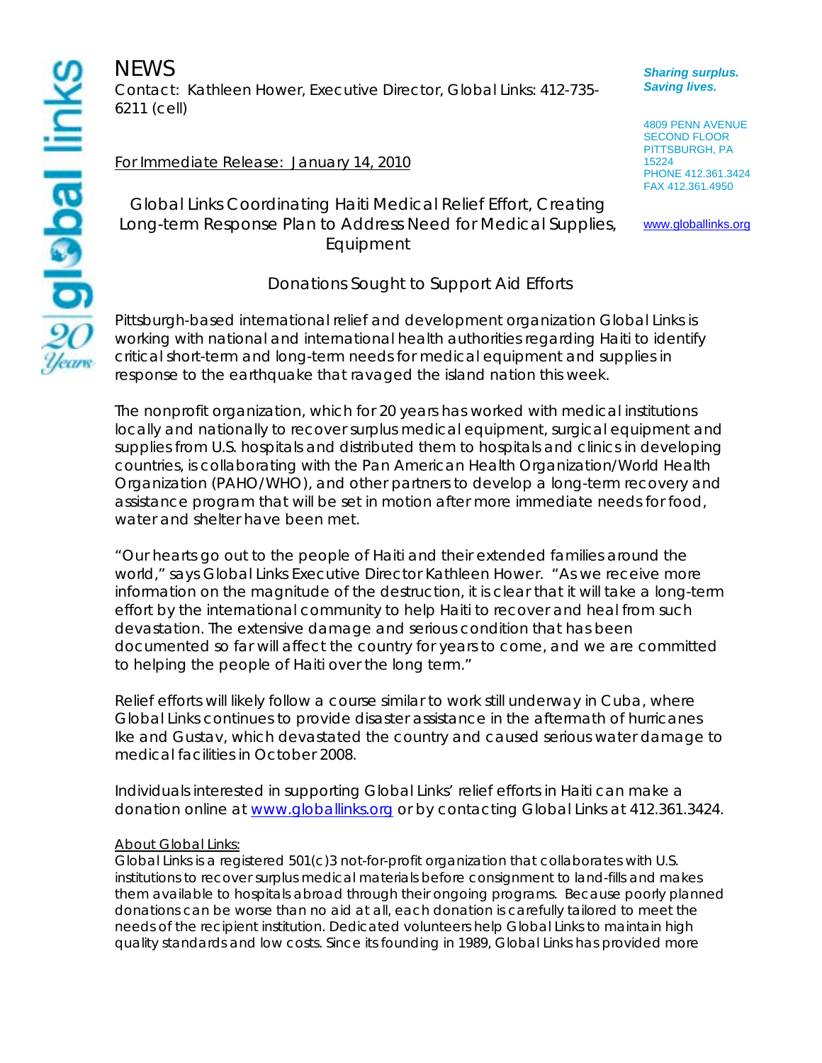# NEWS

Contact: Kathleen Hower, Executive Director, Global Links: 412-735-6211 (cell)

*Sharing surplus.*
*Saving lives.*

4809 PENN AVENUE
SECOND FLOOR
PITTSBURGH, PA 15224
PHONE 412.361.3424
FAX 412.361.4950

www.globallinks.org

For Immediate Release: January 14, 2010

## Global Links Coordinating Haiti Medical Relief Effort, Creating Long-term Response Plan to Address Need for Medical Supplies, Equipment

### Donations Sought to Support Aid Efforts

Pittsburgh-based international relief and development organization Global Links is working with national and international health authorities regarding Haiti to identify critical short-term and long-term needs for medical equipment and supplies in response to the earthquake that ravaged the island nation this week.

The nonprofit organization, which for 20 years has worked with medical institutions locally and nationally to recover surplus medical equipment, surgical equipment and supplies from U.S. hospitals and distributed them to hospitals and clinics in developing countries, is collaborating with the Pan American Health Organization/World Health Organization (PAHO/WHO), and other partners to develop a long-term recovery and assistance program that will be set in motion after more immediate needs for food, water and shelter have been met.

"Our hearts go out to the people of Haiti and their extended families around the world," says Global Links Executive Director Kathleen Hower. "As we receive more information on the magnitude of the destruction, it is clear that it will take a long-term effort by the international community to help Haiti to recover and heal from such devastation. The extensive damage and serious condition that has been documented so far will affect the country for years to come, and we are committed to helping the people of Haiti over the long term."

Relief efforts will likely follow a course similar to work still underway in Cuba, where Global Links continues to provide disaster assistance in the aftermath of hurricanes Ike and Gustav, which devastated the country and caused serious water damage to medical facilities in October 2008.

Individuals interested in supporting Global Links' relief efforts in Haiti can make a donation online at www.globallinks.org or by contacting Global Links at 412.361.3424.

About Global Links:

Global Links is a registered 501(c)3 not-for-profit organization that collaborates with U.S. institutions to recover surplus medical materials before consignment to land-fills and makes them available to hospitals abroad through their ongoing programs. Because poorly planned donations can be worse than no aid at all, each donation is carefully tailored to meet the needs of the recipient institution. Dedicated volunteers help Global Links to maintain high quality standards and low costs. Since its founding in 1989, Global Links has provided more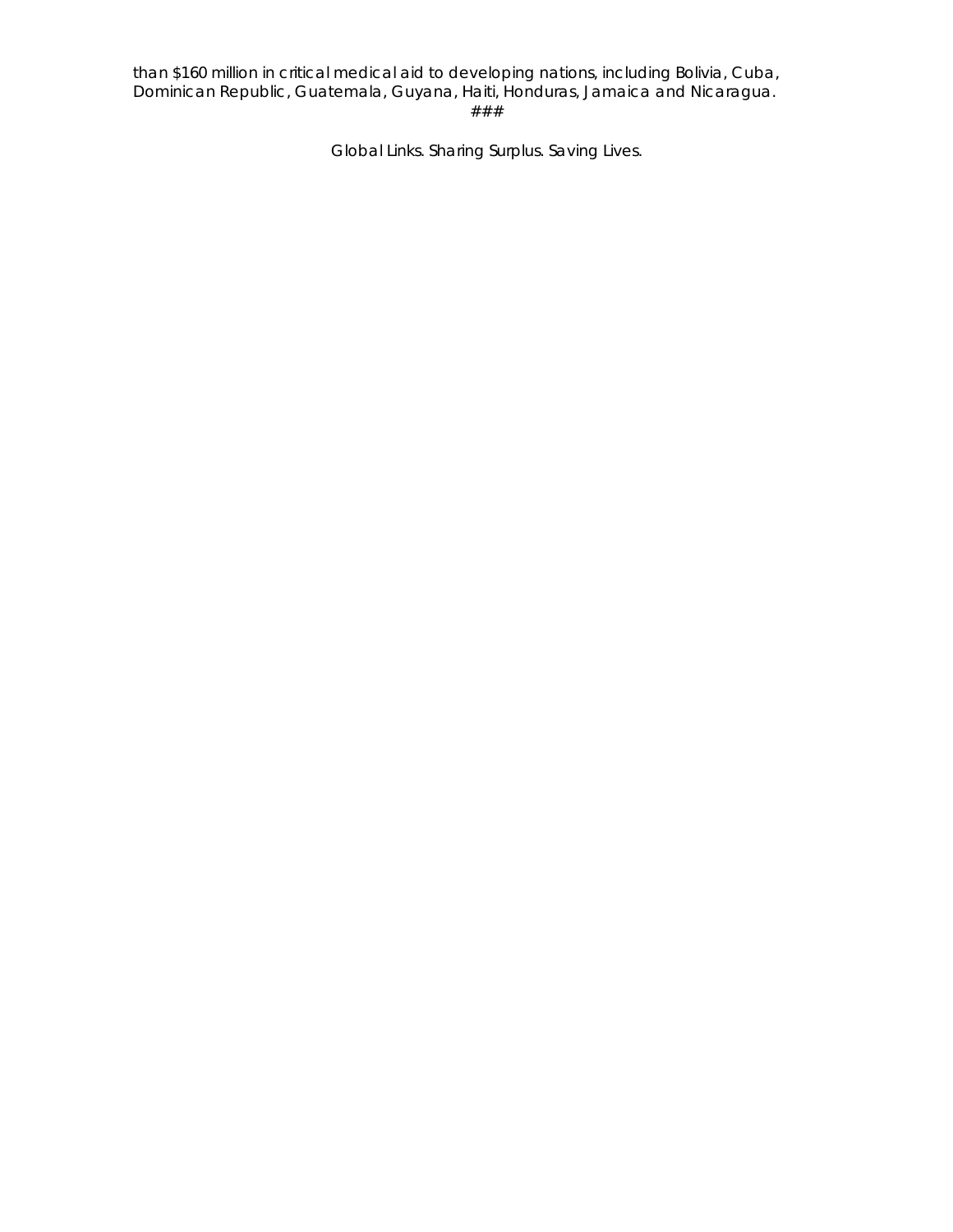than $160 million in critical medical aid to developing nations, including Bolivia, Cuba, Dominican Republic, Guatemala, Guyana, Haiti, Honduras, Jamaica and Nicaragua.

###

Global Links. Sharing Surplus. Saving Lives.